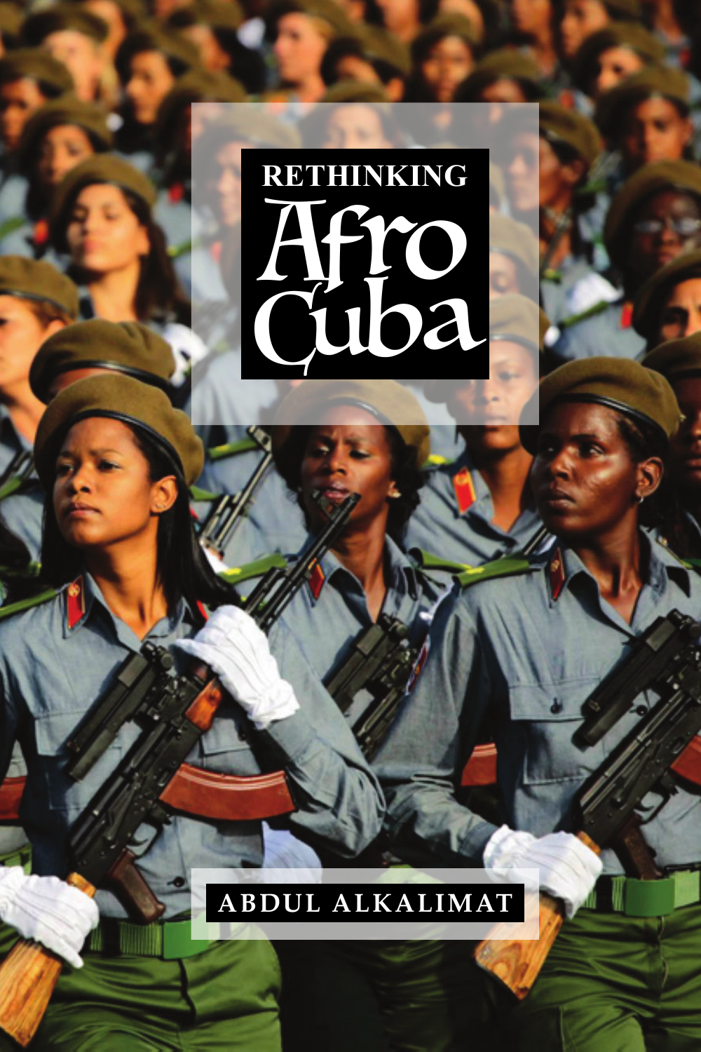# RETHINKING Afro Cuba

ABDUL ALKALIMAT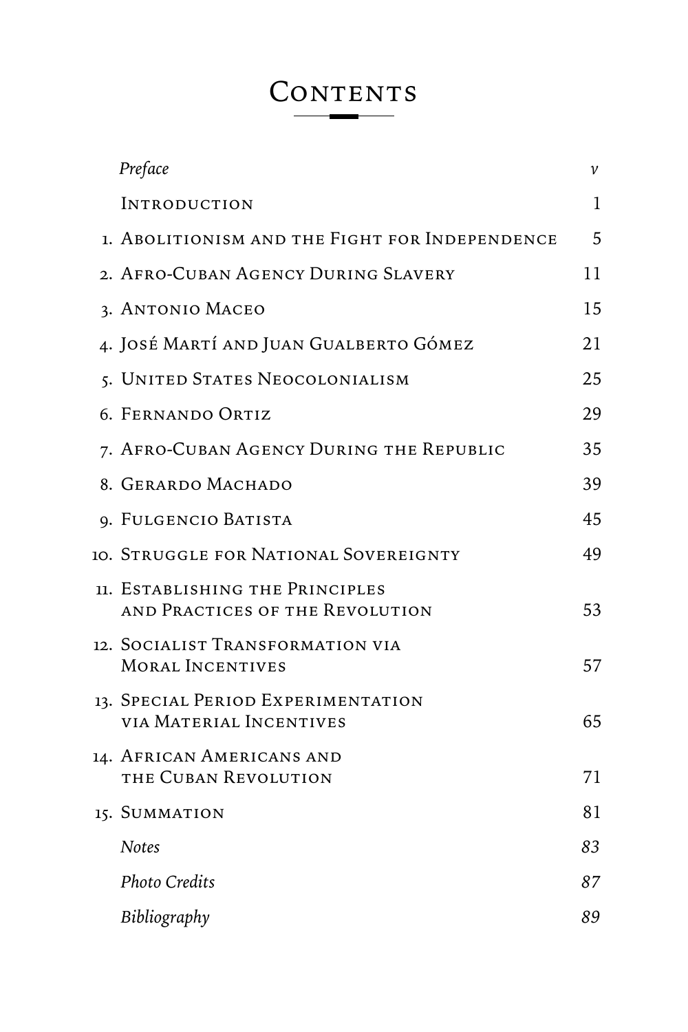# Contents

| | |
|---|---|
| *Preface* | *v* |
| Introduction | 1 |
| 1. Abolitionism and the Fight for Independence | 5 |
| 2. Afro-Cuban Agency During Slavery | 11 |
| 3. Antonio Maceo | 15 |
| 4. José Martí and Juan Gualberto Gómez | 21 |
| 5. United States Neocolonialism | 25 |
| 6. Fernando Ortiz | 29 |
| 7. Afro-Cuban Agency During the Republic | 35 |
| 8. Gerardo Machado | 39 |
| 9. Fulgencio Batista | 45 |
| 10. Struggle for National Sovereignty | 49 |
| 11. Establishing the Principles and Practices of the Revolution | 53 |
| 12. Socialist Transformation via Moral Incentives | 57 |
| 13. Special Period Experimentation via Material Incentives | 65 |
| 14. African Americans and the Cuban Revolution | 71 |
| 15. Summation | 81 |
| *Notes* | *83* |
| *Photo Credits* | *87* |
| *Bibliography* | *89* |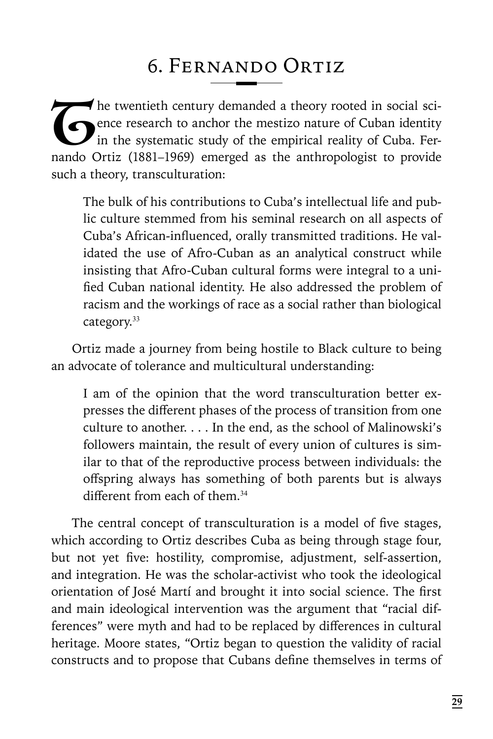## 6. Fernando Ortiz

The twentieth century demanded a theory rooted in social science research to anchor the mestizo nature of Cuban identity in the systematic study of the empirical reality of Cuba. Fernando Ortiz (1881–1969) emerged as the anthropologist to provide such a theory, transculturation:

> The bulk of his contributions to Cuba's intellectual life and public culture stemmed from his seminal research on all aspects of Cuba's African-influenced, orally transmitted traditions. He validated the use of Afro-Cuban as an analytical construct while insisting that Afro-Cuban cultural forms were integral to a unified Cuban national identity. He also addressed the problem of racism and the workings of race as a social rather than biological category.[33]

Ortiz made a journey from being hostile to Black culture to being an advocate of tolerance and multicultural understanding:

> I am of the opinion that the word transculturation better expresses the different phases of the process of transition from one culture to another. . . . In the end, as the school of Malinowski's followers maintain, the result of every union of cultures is similar to that of the reproductive process between individuals: the offspring always has something of both parents but is always different from each of them.[34]

The central concept of transculturation is a model of five stages, which according to Ortiz describes Cuba as being through stage four, but not yet five: hostility, compromise, adjustment, self-assertion, and integration. He was the scholar-activist who took the ideological orientation of José Martí and brought it into social science. The first and main ideological intervention was the argument that "racial differences" were myth and had to be replaced by differences in cultural heritage. Moore states, "Ortiz began to question the validity of racial constructs and to propose that Cubans define themselves in terms of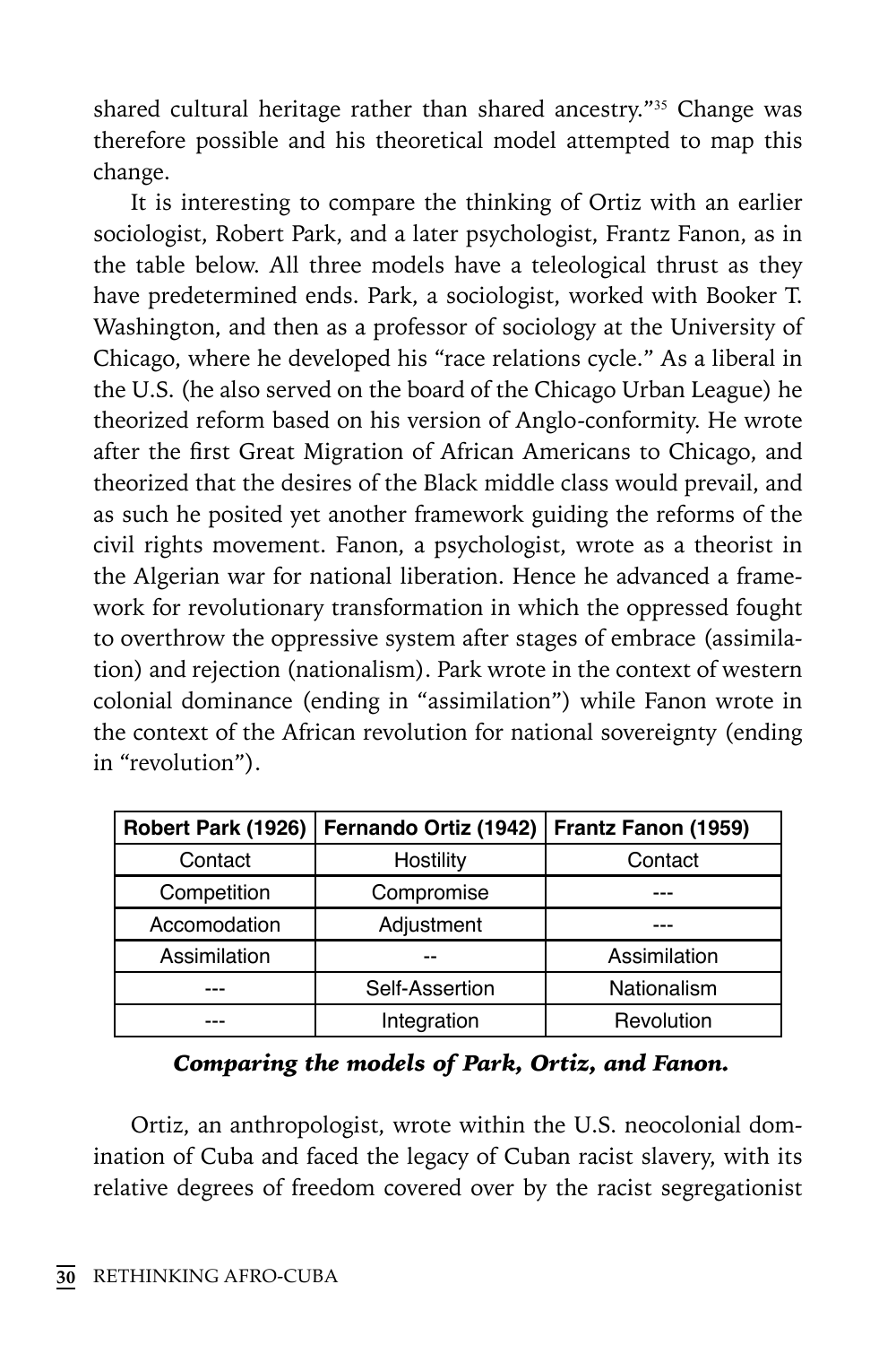shared cultural heritage rather than shared ancestry."[35] Change was therefore possible and his theoretical model attempted to map this change.

It is interesting to compare the thinking of Ortiz with an earlier sociologist, Robert Park, and a later psychologist, Frantz Fanon, as in the table below. All three models have a teleological thrust as they have predetermined ends. Park, a sociologist, worked with Booker T. Washington, and then as a professor of sociology at the University of Chicago, where he developed his "race relations cycle." As a liberal in the U.S. (he also served on the board of the Chicago Urban League) he theorized reform based on his version of Anglo-conformity. He wrote after the first Great Migration of African Americans to Chicago, and theorized that the desires of the Black middle class would prevail, and as such he posited yet another framework guiding the reforms of the civil rights movement. Fanon, a psychologist, wrote as a theorist in the Algerian war for national liberation. Hence he advanced a framework for revolutionary transformation in which the oppressed fought to overthrow the oppressive system after stages of embrace (assimilation) and rejection (nationalism). Park wrote in the context of western colonial dominance (ending in "assimilation") while Fanon wrote in the context of the African revolution for national sovereignty (ending in "revolution").

| Robert Park (1926) | Fernando Ortiz (1942) | Frantz Fanon (1959) |
|---|---|---|
| Contact | Hostility | Contact |
| Competition | Compromise | --- |
| Accomodation | Adjustment | --- |
| Assimilation | -- | Assimilation |
| --- | Self-Assertion | Nationalism |
| --- | Integration | Revolution |

***Comparing the models of Park, Ortiz, and Fanon.***

Ortiz, an anthropologist, wrote within the U.S. neocolonial domination of Cuba and faced the legacy of Cuban racist slavery, with its relative degrees of freedom covered over by the racist segregationist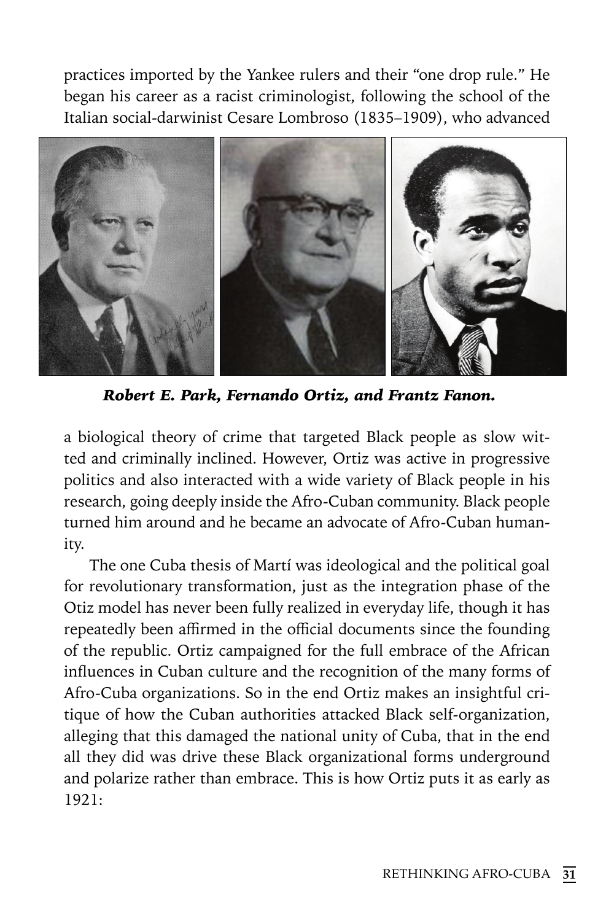practices imported by the Yankee rulers and their "one drop rule." He began his career as a racist criminologist, following the school of the Italian social-darwinist Cesare Lombroso (1835–1909), who advanced

***Robert E. Park, Fernando Ortiz, and Frantz Fanon.***

a biological theory of crime that targeted Black people as slow witted and criminally inclined. However, Ortiz was active in progressive politics and also interacted with a wide variety of Black people in his research, going deeply inside the Afro-Cuban community. Black people turned him around and he became an advocate of Afro-Cuban humanity.

The one Cuba thesis of Martí was ideological and the political goal for revolutionary transformation, just as the integration phase of the Otiz model has never been fully realized in everyday life, though it has repeatedly been affirmed in the official documents since the founding of the republic. Ortiz campaigned for the full embrace of the African influences in Cuban culture and the recognition of the many forms of Afro-Cuba organizations. So in the end Ortiz makes an insightful critique of how the Cuban authorities attacked Black self-organization, alleging that this damaged the national unity of Cuba, that in the end all they did was drive these Black organizational forms underground and polarize rather than embrace. This is how Ortiz puts it as early as 1921: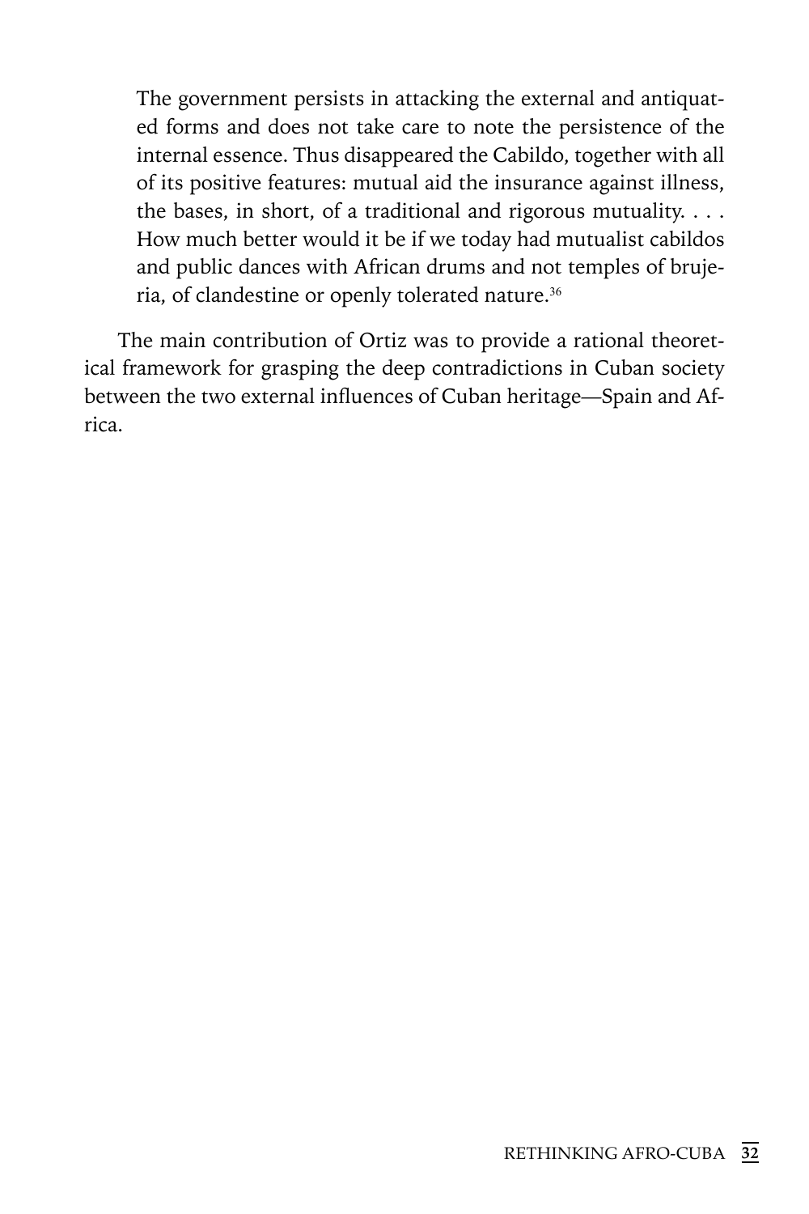> The government persists in attacking the external and antiquated forms and does not take care to note the persistence of the internal essence. Thus disappeared the Cabildo, together with all of its positive features: mutual aid the insurance against illness, the bases, in short, of a traditional and rigorous mutuality. . . . How much better would it be if we today had mutualist cabildos and public dances with African drums and not temples of brujeria, of clandestine or openly tolerated nature.[36]

The main contribution of Ortiz was to provide a rational theoretical framework for grasping the deep contradictions in Cuban society between the two external influences of Cuban heritage—Spain and Africa.